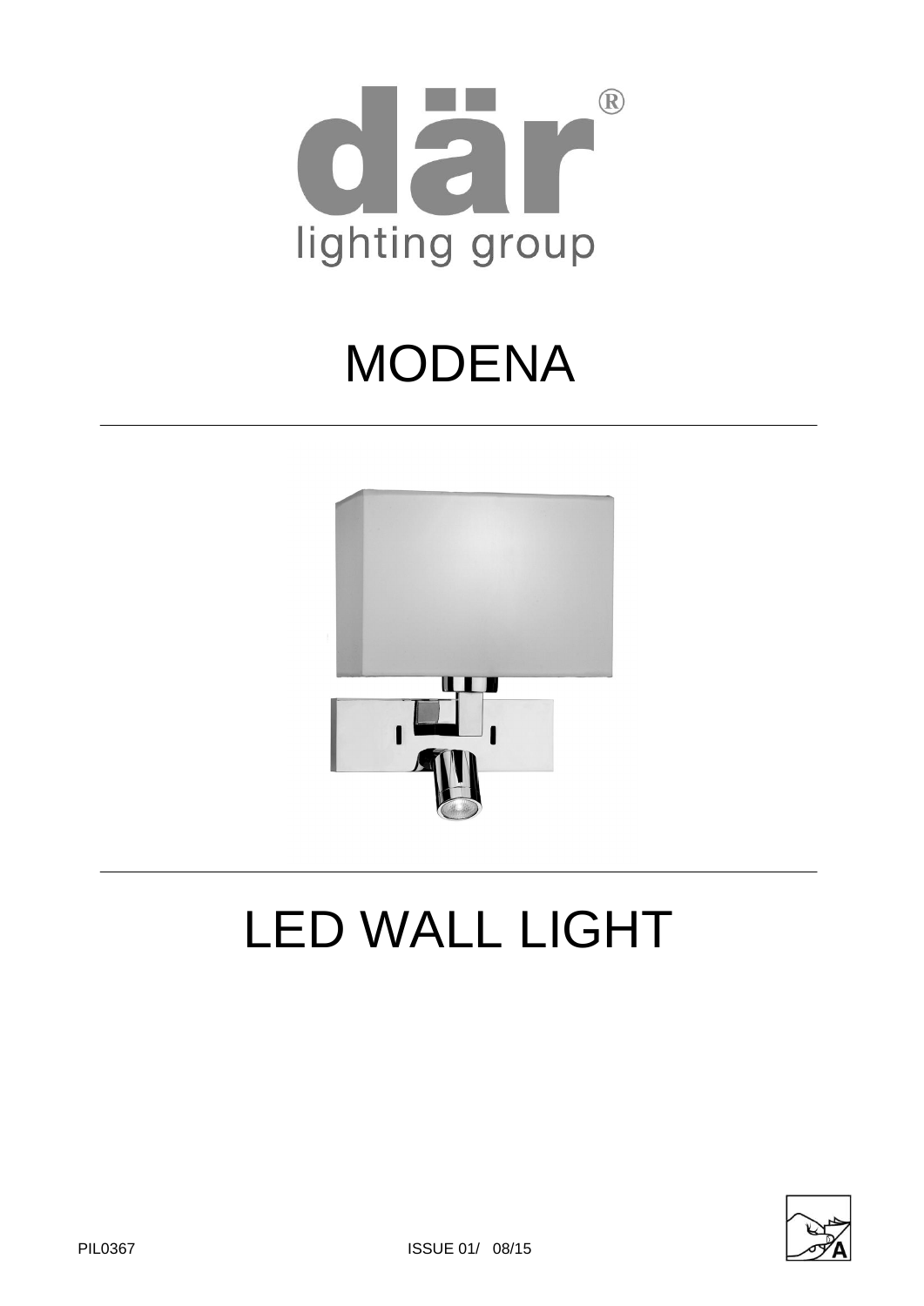# MODENA

# LED WALL LIGHT

PIL0367 ISSUE 01/ 08/15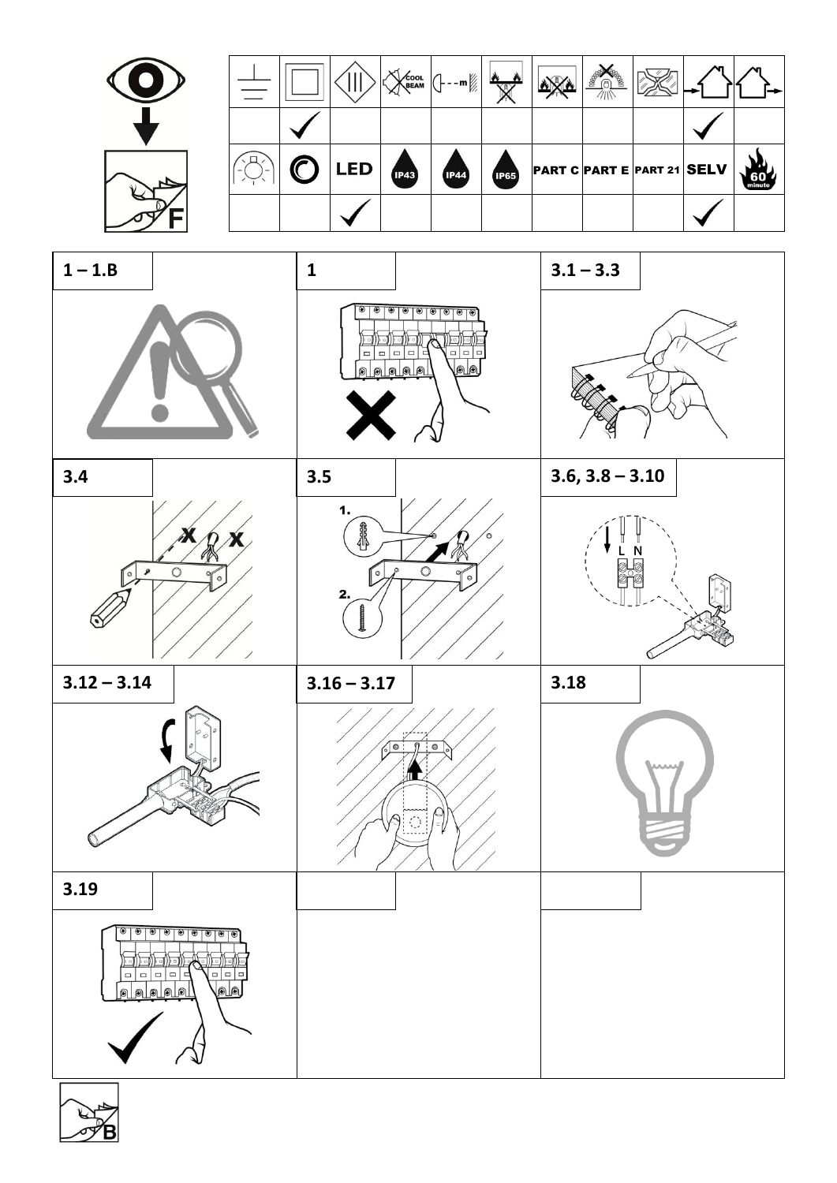| | | | COOL BEAM | m | | | | | | |
|---|---|---|---|---|---|---|---|---|---|---|
| | ✓ | | | | | | | | ✓ | |
| | | LED | IP43 | IP44 | IP65 | PART C | PART E | PART 21 | SELV | 60 minute |
| | | ✓ | | | | | | | ✓ | |

F

| 1 – 1.B | 1 | 3.1 – 3.3 |
|---|---|---|
| 3.4 | 3.5 | 3.6, 3.8 – 3.10 |
| 3.12 – 3.14 | 3.16 – 3.17 | 3.18 |
| 3.19 | | |

B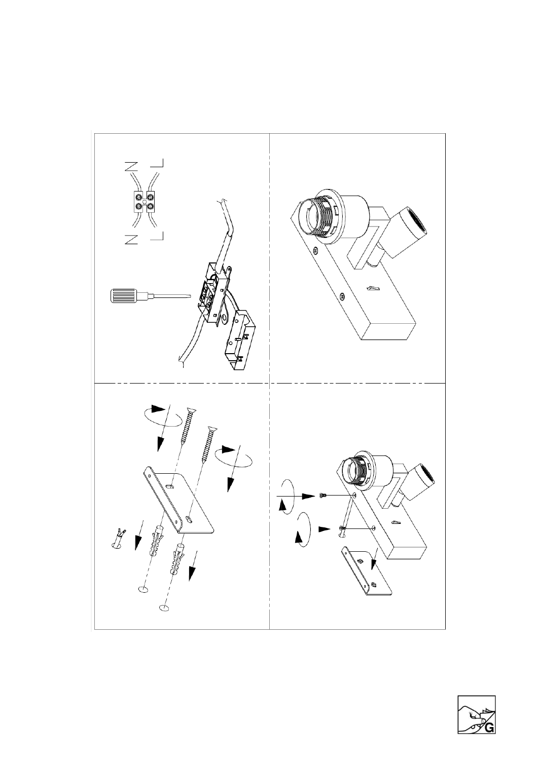N L

N L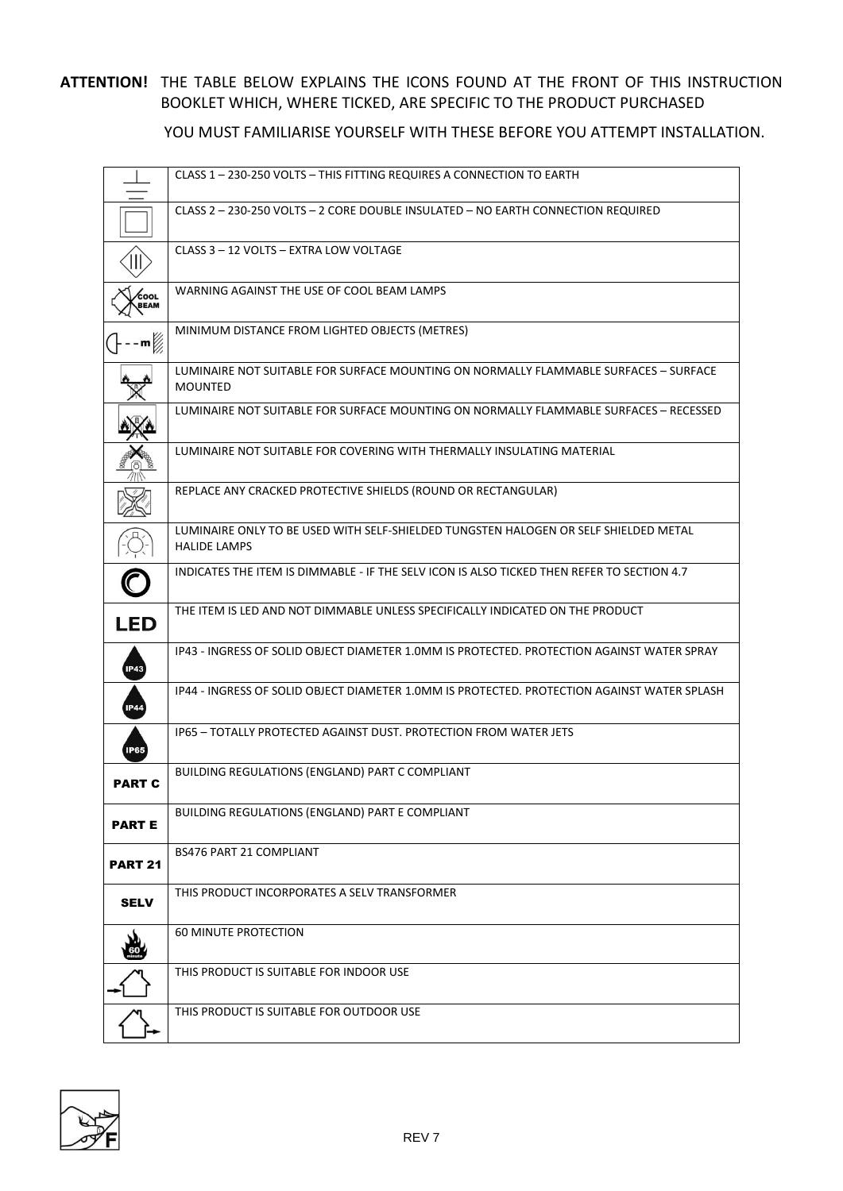**ATTENTION!** THE TABLE BELOW EXPLAINS THE ICONS FOUND AT THE FRONT OF THIS INSTRUCTION BOOKLET WHICH, WHERE TICKED, ARE SPECIFIC TO THE PRODUCT PURCHASED

YOU MUST FAMILIARISE YOURSELF WITH THESE BEFORE YOU ATTEMPT INSTALLATION.

| Icon | Description |
|---|---|
| | CLASS 1 – 230-250 VOLTS – THIS FITTING REQUIRES A CONNECTION TO EARTH |
| | CLASS 2 – 230-250 VOLTS – 2 CORE DOUBLE INSULATED – NO EARTH CONNECTION REQUIRED |
| | CLASS 3 – 12 VOLTS – EXTRA LOW VOLTAGE |
| COOL BEAM | WARNING AGAINST THE USE OF COOL BEAM LAMPS |
| - - m | MINIMUM DISTANCE FROM LIGHTED OBJECTS (METRES) |
| | LUMINAIRE NOT SUITABLE FOR SURFACE MOUNTING ON NORMALLY FLAMMABLE SURFACES – SURFACE MOUNTED |
| | LUMINAIRE NOT SUITABLE FOR SURFACE MOUNTING ON NORMALLY FLAMMABLE SURFACES – RECESSED |
| | LUMINAIRE NOT SUITABLE FOR COVERING WITH THERMALLY INSULATING MATERIAL |
| | REPLACE ANY CRACKED PROTECTIVE SHIELDS (ROUND OR RECTANGULAR) |
| | LUMINAIRE ONLY TO BE USED WITH SELF-SHIELDED TUNGSTEN HALOGEN OR SELF SHIELDED METAL HALIDE LAMPS |
| | INDICATES THE ITEM IS DIMMABLE - IF THE SELV ICON IS ALSO TICKED THEN REFER TO SECTION 4.7 |
| LED | THE ITEM IS LED AND NOT DIMMABLE UNLESS SPECIFICALLY INDICATED ON THE PRODUCT |
| IP43 | IP43 - INGRESS OF SOLID OBJECT DIAMETER 1.0MM IS PROTECTED. PROTECTION AGAINST WATER SPRAY |
| IP44 | IP44 - INGRESS OF SOLID OBJECT DIAMETER 1.0MM IS PROTECTED. PROTECTION AGAINST WATER SPLASH |
| IP65 | IP65 – TOTALLY PROTECTED AGAINST DUST. PROTECTION FROM WATER JETS |
| PART C | BUILDING REGULATIONS (ENGLAND) PART C COMPLIANT |
| PART E | BUILDING REGULATIONS (ENGLAND) PART E COMPLIANT |
| PART 21 | BS476 PART 21 COMPLIANT |
| SELV | THIS PRODUCT INCORPORATES A SELV TRANSFORMER |
| 60 minute | 60 MINUTE PROTECTION |
| | THIS PRODUCT IS SUITABLE FOR INDOOR USE |
| | THIS PRODUCT IS SUITABLE FOR OUTDOOR USE |

REV 7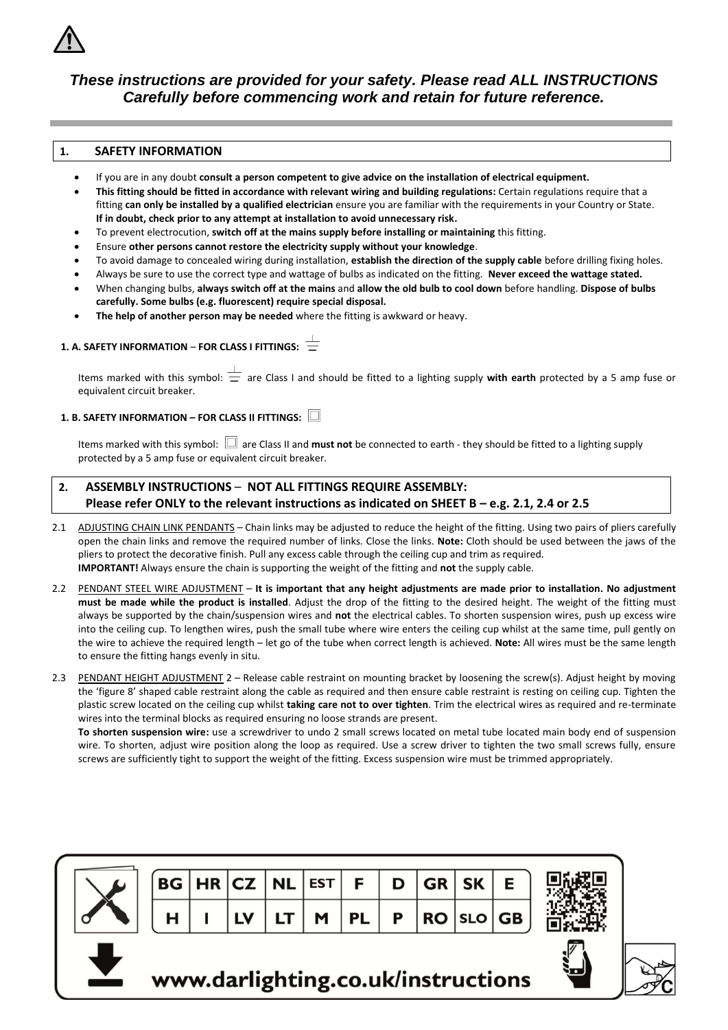⚠

***These instructions are provided for your safety. Please read ALL INSTRUCTIONS Carefully before commencing work and retain for future reference.***

## 1. SAFETY INFORMATION

- If you are in any doubt **consult a person competent to give advice on the installation of electrical equipment.**
- **This fitting should be fitted in accordance with relevant wiring and building regulations:** Certain regulations require that a fitting **can only be installed by a qualified electrician** ensure you are familiar with the requirements in your Country or State. **If in doubt, check prior to any attempt at installation to avoid unnecessary risk.**
- To prevent electrocution, **switch off at the mains supply before installing or maintaining** this fitting.
- Ensure **other persons cannot restore the electricity supply without your knowledge**.
- To avoid damage to concealed wiring during installation, **establish the direction of the supply cable** before drilling fixing holes.
- Always be sure to use the correct type and wattage of bulbs as indicated on the fitting. **Never exceed the wattage stated.**
- When changing bulbs, **always switch off at the mains** and **allow the old bulb to cool down** before handling. **Dispose of bulbs carefully. Some bulbs (e.g. fluorescent) require special disposal.**
- **The help of another person may be needed** where the fitting is awkward or heavy.

### 1. A. SAFETY INFORMATION – FOR CLASS I FITTINGS: ⏚

Items marked with this symbol: ⏚ are Class I and should be fitted to a lighting supply **with earth** protected by a 5 amp fuse or equivalent circuit breaker.

### 1. B. SAFETY INFORMATION – FOR CLASS II FITTINGS: ⧈

Items marked with this symbol: ⧈ are Class II and **must not** be connected to earth - they should be fitted to a lighting supply protected by a 5 amp fuse or equivalent circuit breaker.

## 2. ASSEMBLY INSTRUCTIONS – NOT ALL FITTINGS REQUIRE ASSEMBLY: Please refer ONLY to the relevant instructions as indicated on SHEET B – e.g. 2.1, 2.4 or 2.5

2.1 ADJUSTING CHAIN LINK PENDANTS – Chain links may be adjusted to reduce the height of the fitting. Using two pairs of pliers carefully open the chain links and remove the required number of links. Close the links. **Note:** Cloth should be used between the jaws of the pliers to protect the decorative finish. Pull any excess cable through the ceiling cup and trim as required.
**IMPORTANT!** Always ensure the chain is supporting the weight of the fitting and **not** the supply cable.

2.2 PENDANT STEEL WIRE ADJUSTMENT – **It is important that any height adjustments are made prior to installation. No adjustment must be made while the product is installed**. Adjust the drop of the fitting to the desired height. The weight of the fitting must always be supported by the chain/suspension wires and **not** the electrical cables. To shorten suspension wires, push up excess wire into the ceiling cup. To lengthen wires, push the small tube where wire enters the ceiling cup whilst at the same time, pull gently on the wire to achieve the required length – let go of the tube when correct length is achieved. **Note:** All wires must be the same length to ensure the fitting hangs evenly in situ.

2.3 PENDANT HEIGHT ADJUSTMENT 2 – Release cable restraint on mounting bracket by loosening the screw(s). Adjust height by moving the 'figure 8' shaped cable restraint along the cable as required and then ensure cable restraint is resting on ceiling cup. Tighten the plastic screw located on the ceiling cup whilst **taking care not to over tighten**. Trim the electrical wires as required and re-terminate wires into the terminal blocks as required ensuring no loose strands are present.
**To shorten suspension wire:** use a screwdriver to undo 2 small screws located on metal tube located main body end of suspension wire. To shorten, adjust wire position along the loop as required. Use a screw driver to tighten the two small screws fully, ensure screws are sufficiently tight to support the weight of the fitting. Excess suspension wire must be trimmed appropriately.

| BG | HR | CZ | NL | EST | F | D | GR | SK | E |
|---|---|---|---|---|---|---|---|---|---|
| H | I | LV | LT | M | PL | P | RO | SLO | GB |

www.darlighting.co.uk/instructions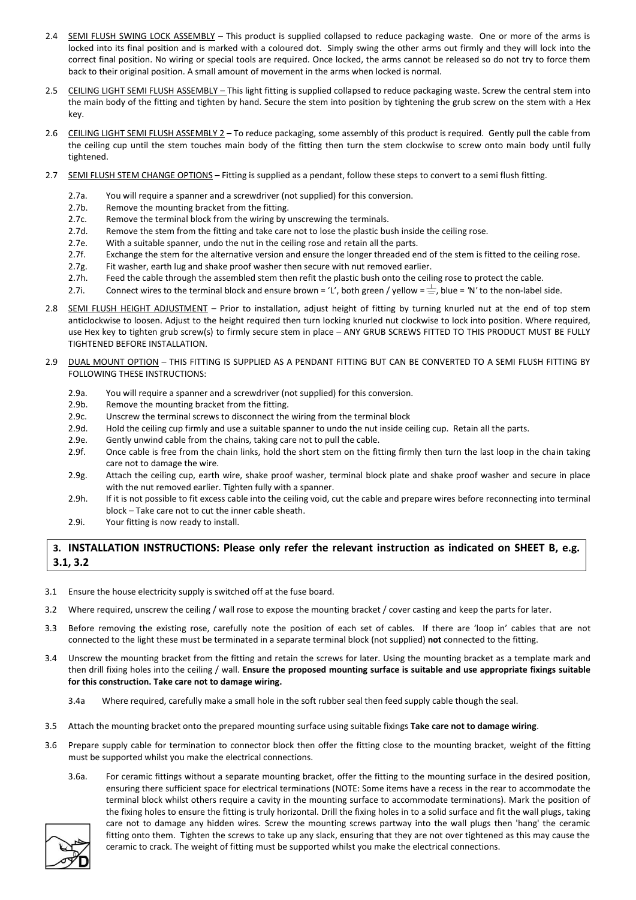2.4 <u>SEMI FLUSH SWING LOCK ASSEMBLY</u> – This product is supplied collapsed to reduce packaging waste. One or more of the arms is locked into its final position and is marked with a coloured dot. Simply swing the other arms out firmly and they will lock into the correct final position. No wiring or special tools are required. Once locked, the arms cannot be released so do not try to force them back to their original position. A small amount of movement in the arms when locked is normal.

2.5 <u>CEILING LIGHT SEMI FLUSH ASSEMBLY –</u> This light fitting is supplied collapsed to reduce packaging waste. Screw the central stem into the main body of the fitting and tighten by hand. Secure the stem into position by tightening the grub screw on the stem with a Hex key.

2.6 <u>CEILING LIGHT SEMI FLUSH ASSEMBLY 2</u> – To reduce packaging, some assembly of this product is required. Gently pull the cable from the ceiling cup until the stem touches main body of the fitting then turn the stem clockwise to screw onto main body until fully tightened.

2.7 <u>SEMI FLUSH STEM CHANGE OPTIONS</u> – Fitting is supplied as a pendant, follow these steps to convert to a semi flush fitting.

- 2.7a. You will require a spanner and a screwdriver (not supplied) for this conversion.
- 2.7b. Remove the mounting bracket from the fitting.
- 2.7c. Remove the terminal block from the wiring by unscrewing the terminals.
- 2.7d. Remove the stem from the fitting and take care not to lose the plastic bush inside the ceiling rose.
- 2.7e. With a suitable spanner, undo the nut in the ceiling rose and retain all the parts.
- 2.7f. Exchange the stem for the alternative version and ensure the longer threaded end of the stem is fitted to the ceiling rose.
- 2.7g. Fit washer, earth lug and shake proof washer then secure with nut removed earlier.
- 2.7h. Feed the cable through the assembled stem then refit the plastic bush onto the ceiling rose to protect the cable.
- 2.7i. Connect wires to the terminal block and ensure brown = 'L', both green / yellow = ⏚, blue = 'N' to the non-label side.

2.8 <u>SEMI FLUSH HEIGHT ADJUSTMENT</u> – Prior to installation, adjust height of fitting by turning knurled nut at the end of top stem anticlockwise to loosen. Adjust to the height required then turn locking knurled nut clockwise to lock into position. Where required, use Hex key to tighten grub screw(s) to firmly secure stem in place – ANY GRUB SCREWS FITTED TO THIS PRODUCT MUST BE FULLY TIGHTENED BEFORE INSTALLATION.

2.9 <u>DUAL MOUNT OPTION</u> – THIS FITTING IS SUPPLIED AS A PENDANT FITTING BUT CAN BE CONVERTED TO A SEMI FLUSH FITTING BY FOLLOWING THESE INSTRUCTIONS:

- 2.9a. You will require a spanner and a screwdriver (not supplied) for this conversion.
- 2.9b. Remove the mounting bracket from the fitting.
- 2.9c. Unscrew the terminal screws to disconnect the wiring from the terminal block
- 2.9d. Hold the ceiling cup firmly and use a suitable spanner to undo the nut inside ceiling cup. Retain all the parts.
- 2.9e. Gently unwind cable from the chains, taking care not to pull the cable.
- 2.9f. Once cable is free from the chain links, hold the short stem on the fitting firmly then turn the last loop in the chain taking care not to damage the wire.
- 2.9g. Attach the ceiling cup, earth wire, shake proof washer, terminal block plate and shake proof washer and secure in place with the nut removed earlier. Tighten fully with a spanner.
- 2.9h. If it is not possible to fit excess cable into the ceiling void, cut the cable and prepare wires before reconnecting into terminal block – Take care not to cut the inner cable sheath.
- 2.9i. Your fitting is now ready to install.

## 3. INSTALLATION INSTRUCTIONS: Please only refer the relevant instruction as indicated on SHEET B, e.g. 3.1, 3.2

3.1 Ensure the house electricity supply is switched off at the fuse board.

3.2 Where required, unscrew the ceiling / wall rose to expose the mounting bracket / cover casting and keep the parts for later.

3.3 Before removing the existing rose, carefully note the position of each set of cables. If there are 'loop in' cables that are not connected to the light these must be terminated in a separate terminal block (not supplied) **not** connected to the fitting.

3.4 Unscrew the mounting bracket from the fitting and retain the screws for later. Using the mounting bracket as a template mark and then drill fixing holes into the ceiling / wall. **Ensure the proposed mounting surface is suitable and use appropriate fixings suitable for this construction. Take care not to damage wiring.**

- 3.4a Where required, carefully make a small hole in the soft rubber seal then feed supply cable though the seal.

3.5 Attach the mounting bracket onto the prepared mounting surface using suitable fixings **Take care not to damage wiring**.

3.6 Prepare supply cable for termination to connector block then offer the fitting close to the mounting bracket, weight of the fitting must be supported whilst you make the electrical connections.

- 3.6a. For ceramic fittings without a separate mounting bracket, offer the fitting to the mounting surface in the desired position, ensuring there sufficient space for electrical terminations (NOTE: Some items have a recess in the rear to accommodate the terminal block whilst others require a cavity in the mounting surface to accommodate terminations). Mark the position of the fixing holes to ensure the fitting is truly horizontal. Drill the fixing holes in to a solid surface and fit the wall plugs, taking care not to damage any hidden wires. Screw the mounting screws partway into the wall plugs then 'hang' the ceramic fitting onto them. Tighten the screws to take up any slack, ensuring that they are not over tightened as this may cause the ceramic to crack. The weight of fitting must be supported whilst you make the electrical connections.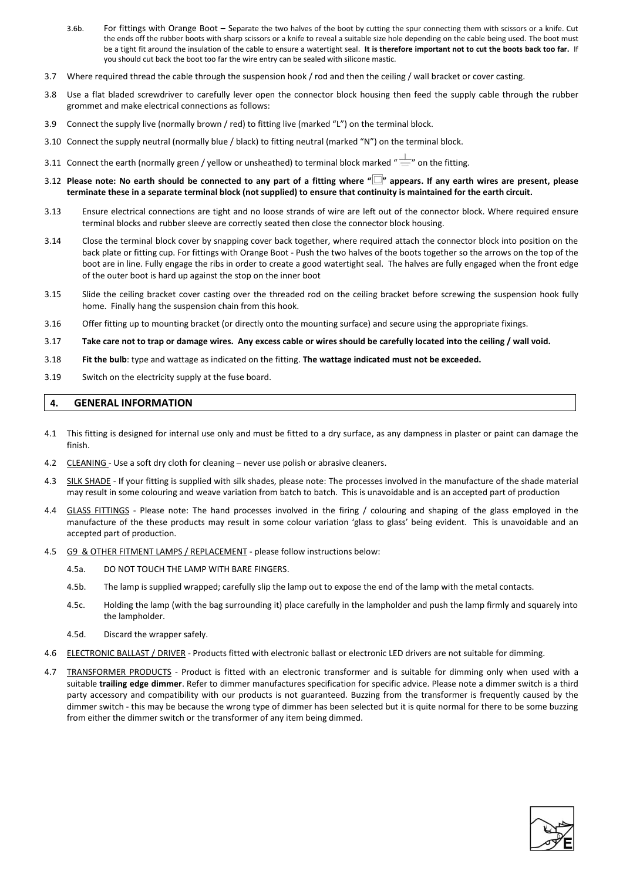3.6b. For fittings with Orange Boot – Separate the two halves of the boot by cutting the spur connecting them with scissors or a knife. Cut the ends off the rubber boots with sharp scissors or a knife to reveal a suitable size hole depending on the cable being used. The boot must be a tight fit around the insulation of the cable to ensure a watertight seal. **It is therefore important not to cut the boots back too far.** If you should cut back the boot too far the wire entry can be sealed with silicone mastic.

3.7 Where required thread the cable through the suspension hook / rod and then the ceiling / wall bracket or cover casting.

3.8 Use a flat bladed screwdriver to carefully lever open the connector block housing then feed the supply cable through the rubber grommet and make electrical connections as follows:

3.9 Connect the supply live (normally brown / red) to fitting live (marked "L") on the terminal block.

3.10 Connect the supply neutral (normally blue / black) to fitting neutral (marked "N") on the terminal block.

3.11 Connect the earth (normally green / yellow or unsheathed) to terminal block marked "⏚" on the fitting.

3.12 **Please note: No earth should be connected to any part of a fitting where "⧈" appears. If any earth wires are present, please terminate these in a separate terminal block (not supplied) to ensure that continuity is maintained for the earth circuit.**

3.13 Ensure electrical connections are tight and no loose strands of wire are left out of the connector block. Where required ensure terminal blocks and rubber sleeve are correctly seated then close the connector block housing.

3.14 Close the terminal block cover by snapping cover back together, where required attach the connector block into position on the back plate or fitting cup. For fittings with Orange Boot - Push the two halves of the boots together so the arrows on the top of the boot are in line. Fully engage the ribs in order to create a good watertight seal. The halves are fully engaged when the front edge of the outer boot is hard up against the stop on the inner boot

3.15 Slide the ceiling bracket cover casting over the threaded rod on the ceiling bracket before screwing the suspension hook fully home. Finally hang the suspension chain from this hook.

3.16 Offer fitting up to mounting bracket (or directly onto the mounting surface) and secure using the appropriate fixings.

3.17 **Take care not to trap or damage wires. Any excess cable or wires should be carefully located into the ceiling / wall void.**

3.18 **Fit the bulb**: type and wattage as indicated on the fitting. **The wattage indicated must not be exceeded.**

3.19 Switch on the electricity supply at the fuse board.

## 4. GENERAL INFORMATION

4.1 This fitting is designed for internal use only and must be fitted to a dry surface, as any dampness in plaster or paint can damage the finish.

4.2 CLEANING - Use a soft dry cloth for cleaning – never use polish or abrasive cleaners.

4.3 SILK SHADE - If your fitting is supplied with silk shades, please note: The processes involved in the manufacture of the shade material may result in some colouring and weave variation from batch to batch. This is unavoidable and is an accepted part of production

4.4 GLASS FITTINGS - Please note: The hand processes involved in the firing / colouring and shaping of the glass employed in the manufacture of the these products may result in some colour variation 'glass to glass' being evident. This is unavoidable and an accepted part of production.

4.5 G9 & OTHER FITMENT LAMPS / REPLACEMENT - please follow instructions below:

4.5a. DO NOT TOUCH THE LAMP WITH BARE FINGERS.

4.5b. The lamp is supplied wrapped; carefully slip the lamp out to expose the end of the lamp with the metal contacts.

4.5c. Holding the lamp (with the bag surrounding it) place carefully in the lampholder and push the lamp firmly and squarely into the lampholder.

4.5d. Discard the wrapper safely.

4.6 ELECTRONIC BALLAST / DRIVER - Products fitted with electronic ballast or electronic LED drivers are not suitable for dimming.

4.7 TRANSFORMER PRODUCTS - Product is fitted with an electronic transformer and is suitable for dimming only when used with a suitable **trailing edge dimmer**. Refer to dimmer manufactures specification for specific advice. Please note a dimmer switch is a third party accessory and compatibility with our products is not guaranteed. Buzzing from the transformer is frequently caused by the dimmer switch - this may be because the wrong type of dimmer has been selected but it is quite normal for there to be some buzzing from either the dimmer switch or the transformer of any item being dimmed.